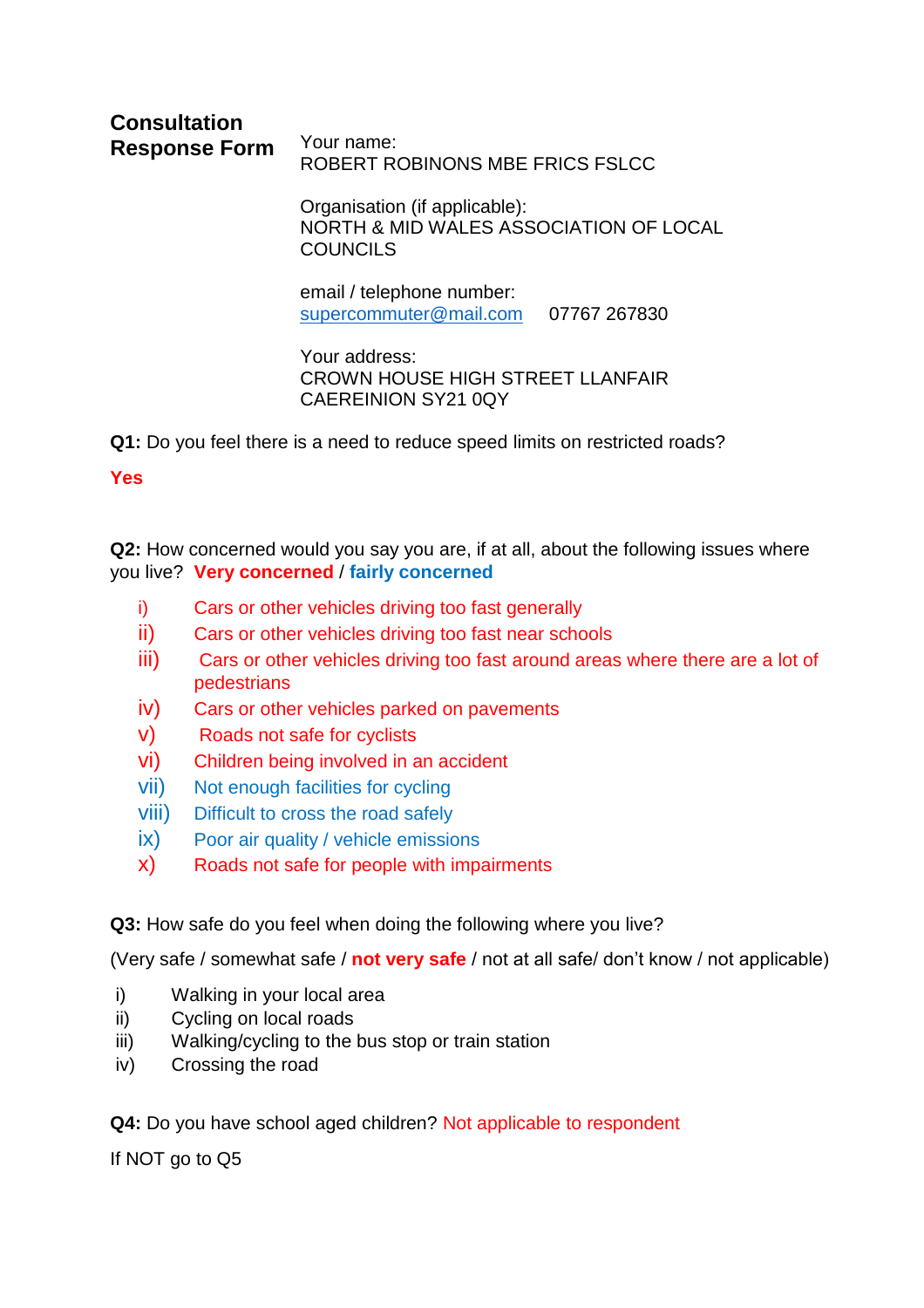**Consultation Response Form**

Your name:
ROBERT ROBINONS MBE FRICS FSLCC

Organisation (if applicable):
NORTH & MID WALES ASSOCIATION OF LOCAL COUNCILS

email / telephone number:
supercommuter@mail.com 07767 267830

Your address:
CROWN HOUSE HIGH STREET LLANFAIR CAEREINION SY21 0QY

**Q1:** Do you feel there is a need to reduce speed limits on restricted roads?

**Yes**

**Q2:** How concerned would you say you are, if at all, about the following issues where you live? **Very concerned** / **fairly concerned**

i) Cars or other vehicles driving too fast generally
ii) Cars or other vehicles driving too fast near schools
iii) Cars or other vehicles driving too fast around areas where there are a lot of pedestrians
iv) Cars or other vehicles parked on pavements
v) Roads not safe for cyclists
vi) Children being involved in an accident
vii) Not enough facilities for cycling
viii) Difficult to cross the road safely
ix) Poor air quality / vehicle emissions
x) Roads not safe for people with impairments

**Q3:** How safe do you feel when doing the following where you live?

(Very safe / somewhat safe / **not very safe** / not at all safe/ don't know / not applicable)

i) Walking in your local area
ii) Cycling on local roads
iii) Walking/cycling to the bus stop or train station
iv) Crossing the road

**Q4:** Do you have school aged children? Not applicable to respondent

If NOT go to Q5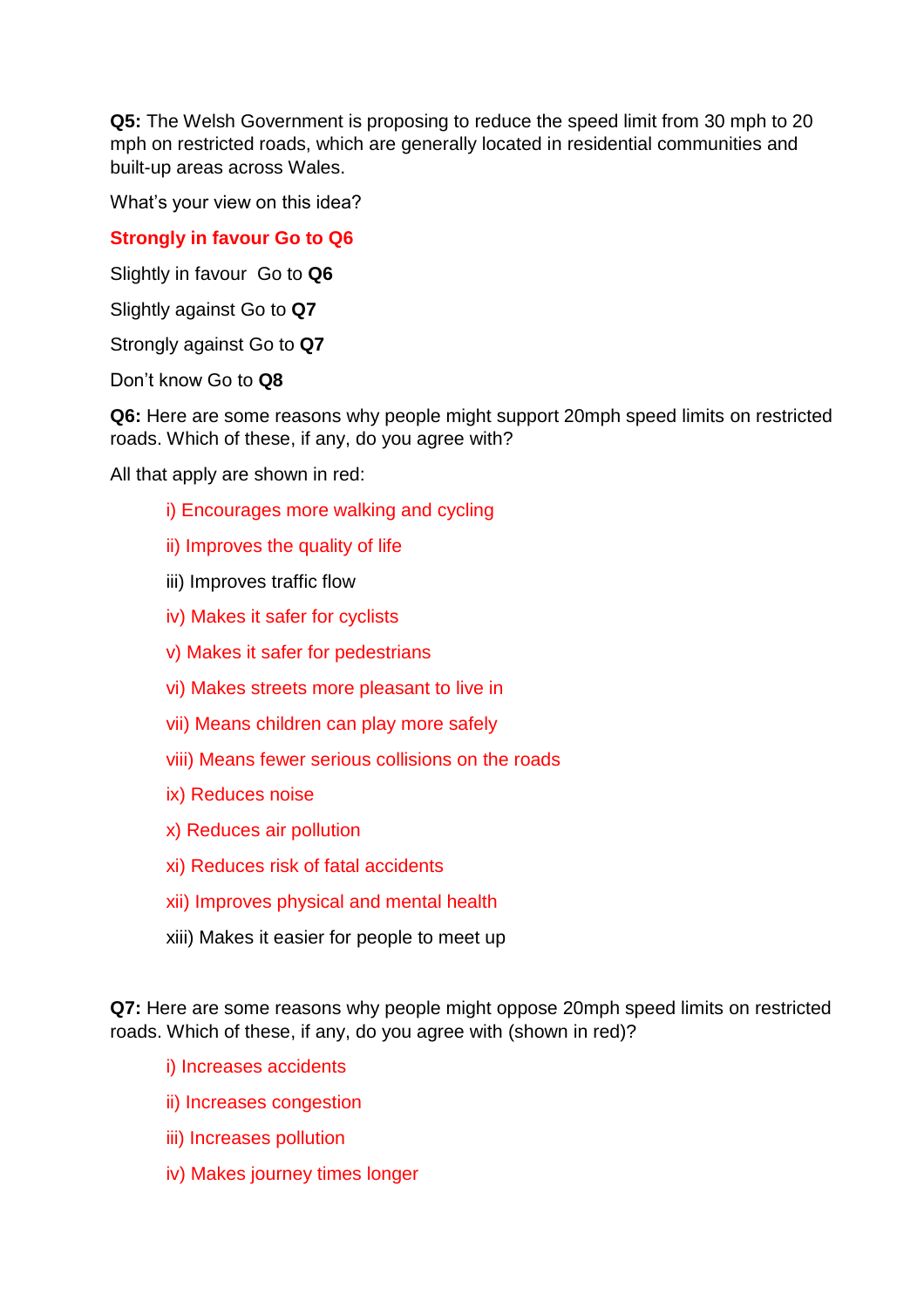**Q5:** The Welsh Government is proposing to reduce the speed limit from 30 mph to 20 mph on restricted roads, which are generally located in residential communities and built-up areas across Wales.

What's your view on this idea?

**Strongly in favour Go to Q6**

Slightly in favour Go to **Q6**

Slightly against Go to **Q7**

Strongly against Go to **Q7**

Don't know Go to **Q8**

**Q6:** Here are some reasons why people might support 20mph speed limits on restricted roads. Which of these, if any, do you agree with?

All that apply are shown in red:

- i) Encourages more walking and cycling
- ii) Improves the quality of life
- iii) Improves traffic flow
- iv) Makes it safer for cyclists
- v) Makes it safer for pedestrians
- vi) Makes streets more pleasant to live in
- vii) Means children can play more safely
- viii) Means fewer serious collisions on the roads
- ix) Reduces noise
- x) Reduces air pollution
- xi) Reduces risk of fatal accidents
- xii) Improves physical and mental health
- xiii) Makes it easier for people to meet up

**Q7:** Here are some reasons why people might oppose 20mph speed limits on restricted roads. Which of these, if any, do you agree with (shown in red)?

- i) Increases accidents
- ii) Increases congestion
- iii) Increases pollution
- iv) Makes journey times longer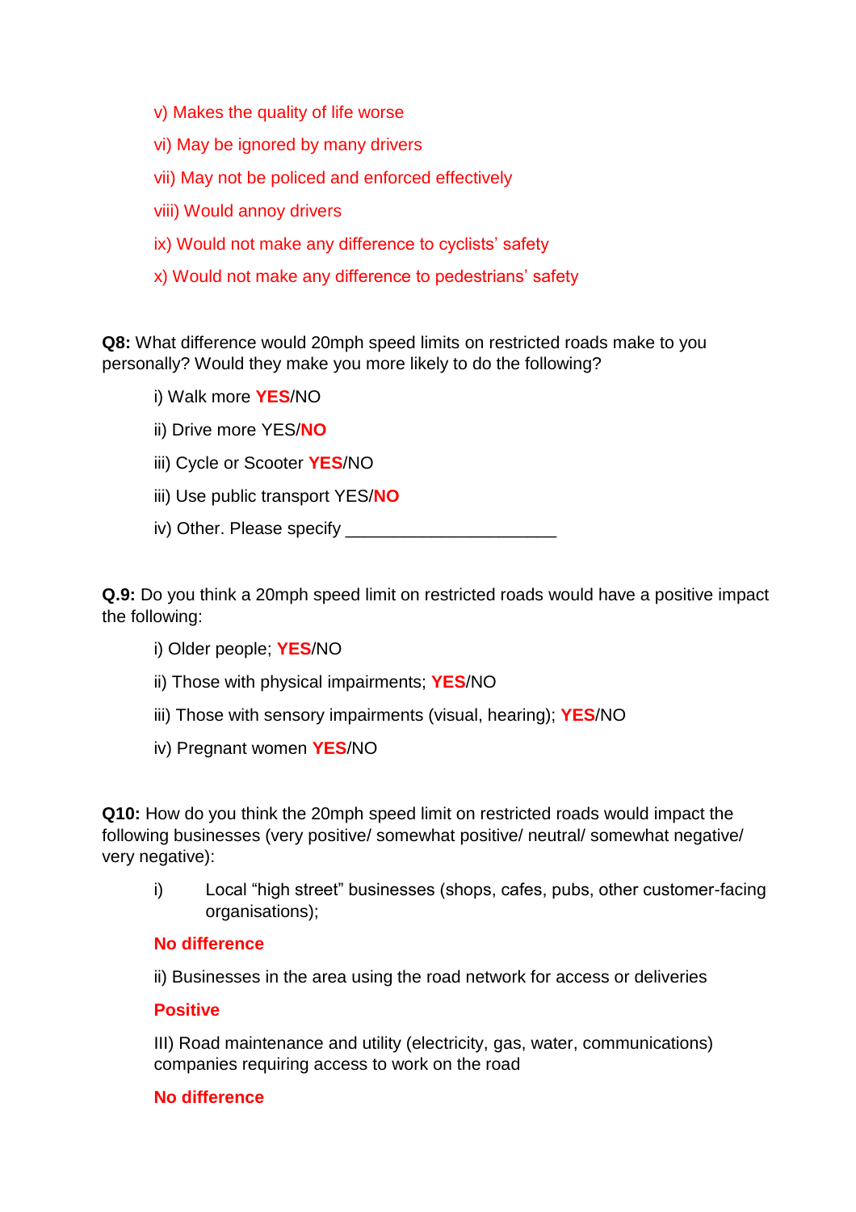v) Makes the quality of life worse

vi) May be ignored by many drivers

vii) May not be policed and enforced effectively

viii) Would annoy drivers

ix) Would not make any difference to cyclists' safety

x) Would not make any difference to pedestrians' safety

**Q8:** What difference would 20mph speed limits on restricted roads make to you personally? Would they make you more likely to do the following?

i) Walk more **YES**/NO

ii) Drive more YES/**NO**

iii) Cycle or Scooter **YES**/NO

iii) Use public transport YES/**NO**

iv) Other. Please specify ______________________

**Q.9:** Do you think a 20mph speed limit on restricted roads would have a positive impact the following:

i) Older people; **YES**/NO

ii) Those with physical impairments; **YES**/NO

iii) Those with sensory impairments (visual, hearing); **YES**/NO

iv) Pregnant women **YES**/NO

**Q10:** How do you think the 20mph speed limit on restricted roads would impact the following businesses (very positive/ somewhat positive/ neutral/ somewhat negative/ very negative):

i) Local "high street" businesses (shops, cafes, pubs, other customer-facing organisations);

**No difference**

ii) Businesses in the area using the road network for access or deliveries

**Positive**

III) Road maintenance and utility (electricity, gas, water, communications) companies requiring access to work on the road

**No difference**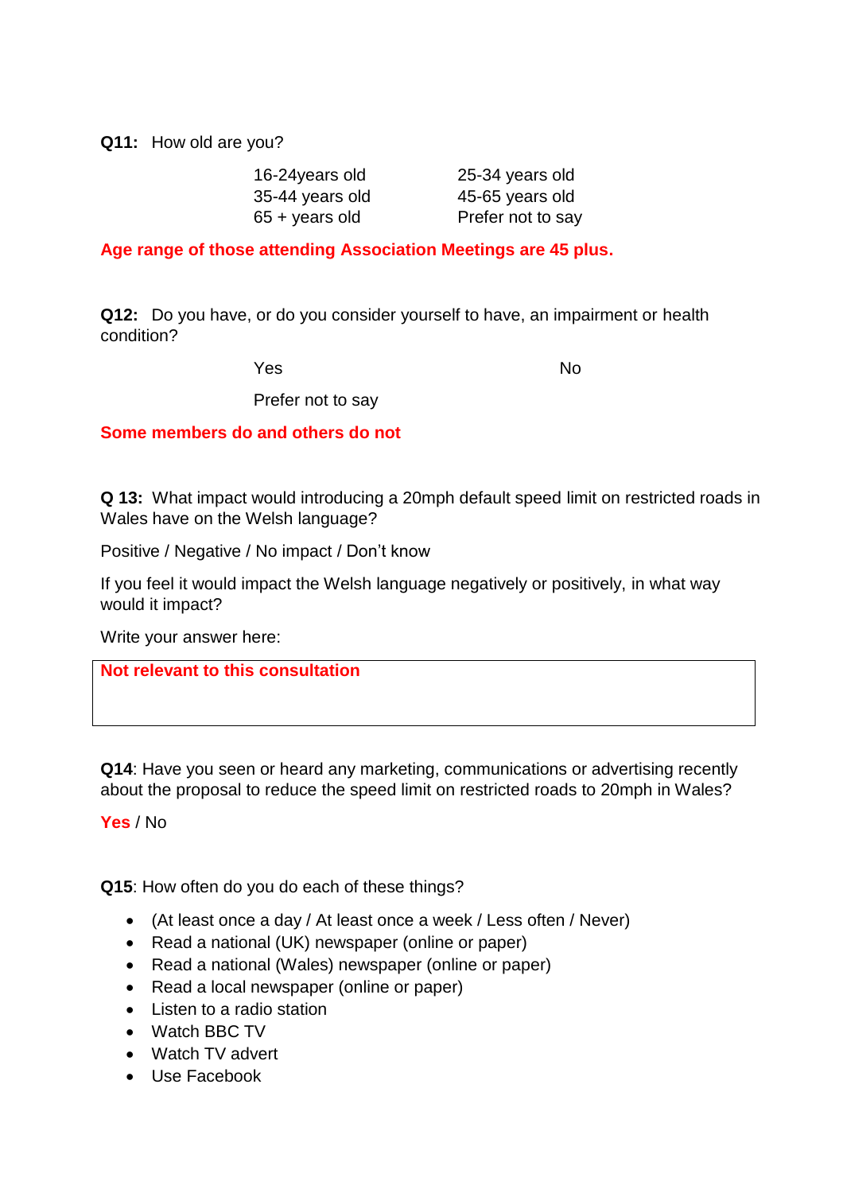**Q11:** How old are you?

| | |
|---|---|
| 16-24years old | 25-34 years old |
| 35-44 years old | 45-65 years old |
| 65 + years old | Prefer not to say |

**Age range of those attending Association Meetings are 45 plus.**

**Q12:** Do you have, or do you consider yourself to have, an impairment or health condition?

Yes &nbsp;&nbsp;&nbsp;&nbsp;&nbsp;&nbsp;&nbsp;&nbsp; No

Prefer not to say

**Some members do and others do not**

**Q 13:** What impact would introducing a 20mph default speed limit on restricted roads in Wales have on the Welsh language?

Positive / Negative / No impact / Don't know

If you feel it would impact the Welsh language negatively or positively, in what way would it impact?

Write your answer here:

**Not relevant to this consultation**

**Q14**: Have you seen or heard any marketing, communications or advertising recently about the proposal to reduce the speed limit on restricted roads to 20mph in Wales?

**Yes** / No

**Q15**: How often do you do each of these things?

- (At least once a day / At least once a week / Less often / Never)
- Read a national (UK) newspaper (online or paper)
- Read a national (Wales) newspaper (online or paper)
- Read a local newspaper (online or paper)
- Listen to a radio station
- Watch BBC TV
- Watch TV advert
- Use Facebook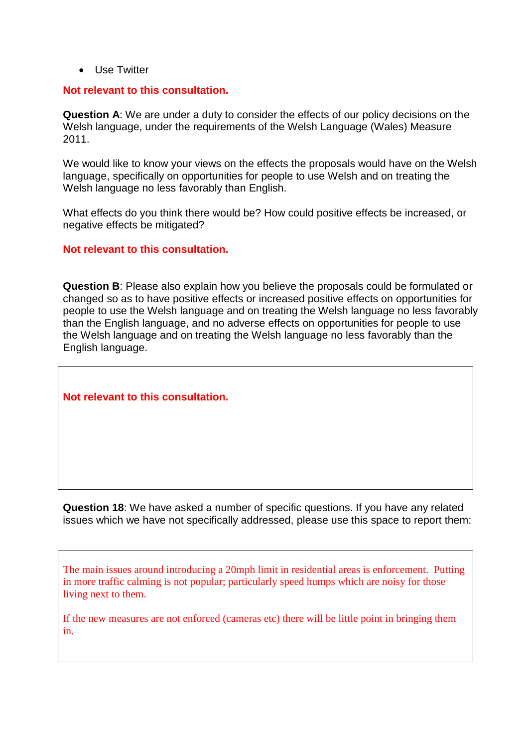- Use Twitter

**Not relevant to this consultation.**

**Question A**: We are under a duty to consider the effects of our policy decisions on the Welsh language, under the requirements of the Welsh Language (Wales) Measure 2011.

We would like to know your views on the effects the proposals would have on the Welsh language, specifically on opportunities for people to use Welsh and on treating the Welsh language no less favorably than English.

What effects do you think there would be? How could positive effects be increased, or negative effects be mitigated?

**Not relevant to this consultation.**

**Question B**: Please also explain how you believe the proposals could be formulated or changed so as to have positive effects or increased positive effects on opportunities for people to use the Welsh language and on treating the Welsh language no less favorably than the English language, and no adverse effects on opportunities for people to use the Welsh language and on treating the Welsh language no less favorably than the English language.

**Not relevant to this consultation.**

**Question 18**: We have asked a number of specific questions. If you have any related issues which we have not specifically addressed, please use this space to report them:

The main issues around introducing a 20mph limit in residential areas is enforcement. Putting in more traffic calming is not popular; particularly speed humps which are noisy for those living next to them.

If the new measures are not enforced (cameras etc) there will be little point in bringing them in.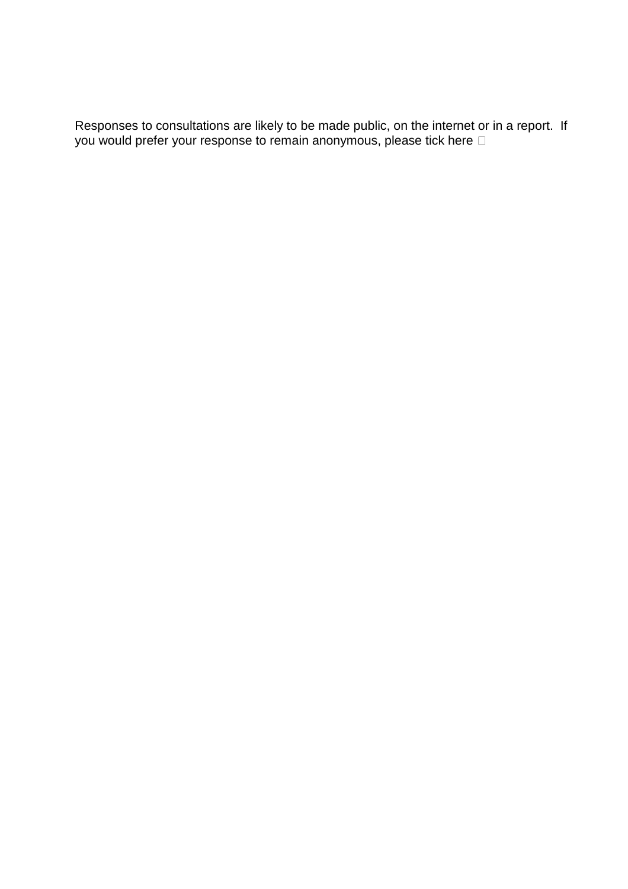Responses to consultations are likely to be made public, on the internet or in a report. If you would prefer your response to remain anonymous, please tick here □